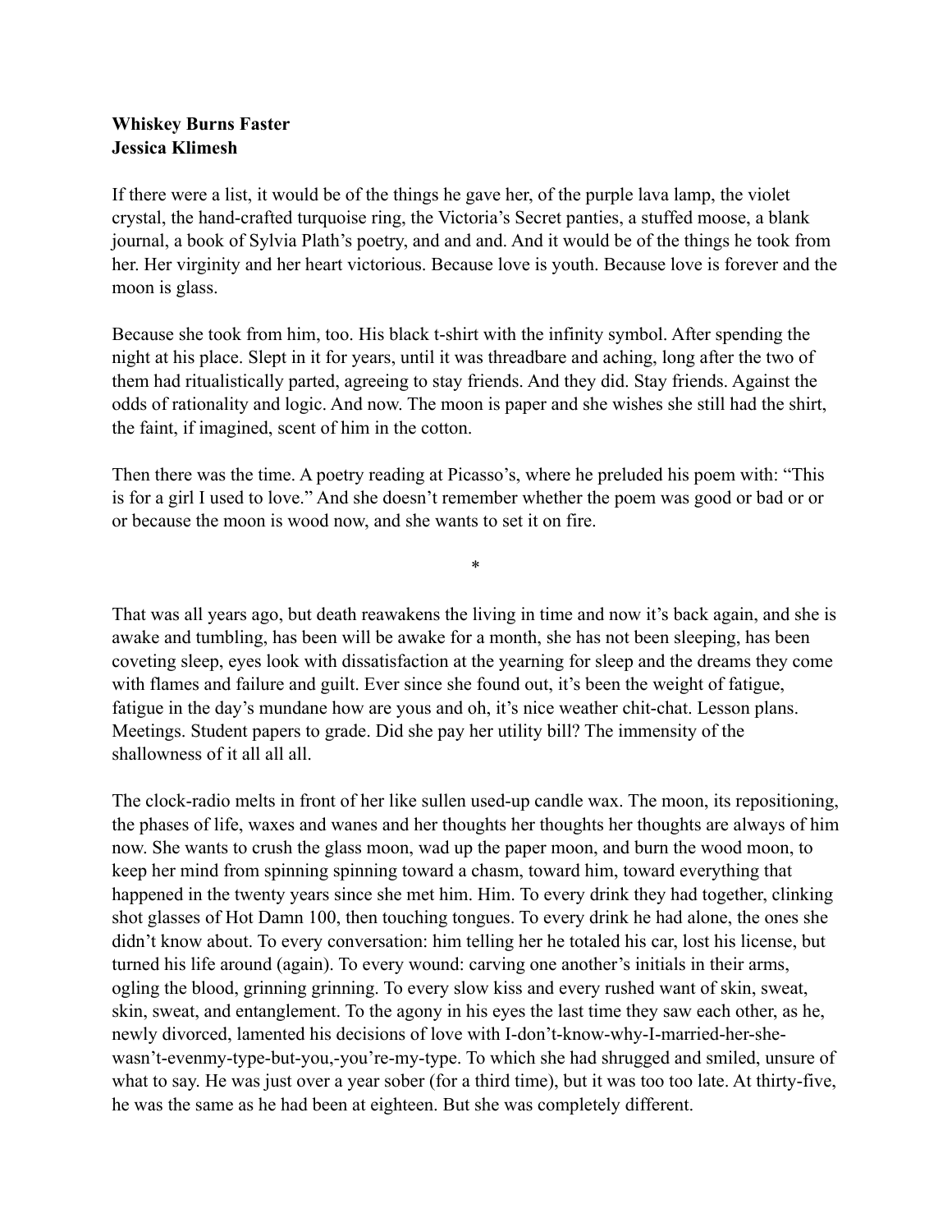**Whiskey Burns Faster**
**Jessica Klimesh**

If there were a list, it would be of the things he gave her, of the purple lava lamp, the violet crystal, the hand-crafted turquoise ring, the Victoria's Secret panties, a stuffed moose, a blank journal, a book of Sylvia Plath's poetry, and and and. And it would be of the things he took from her. Her virginity and her heart victorious. Because love is youth. Because love is forever and the moon is glass.

Because she took from him, too. His black t-shirt with the infinity symbol. After spending the night at his place. Slept in it for years, until it was threadbare and aching, long after the two of them had ritualistically parted, agreeing to stay friends. And they did. Stay friends. Against the odds of rationality and logic. And now. The moon is paper and she wishes she still had the shirt, the faint, if imagined, scent of him in the cotton.

Then there was the time. A poetry reading at Picasso's, where he preluded his poem with: "This is for a girl I used to love." And she doesn't remember whether the poem was good or bad or or or because the moon is wood now, and she wants to set it on fire.

*

That was all years ago, but death reawakens the living in time and now it's back again, and she is awake and tumbling, has been will be awake for a month, she has not been sleeping, has been coveting sleep, eyes look with dissatisfaction at the yearning for sleep and the dreams they come with flames and failure and guilt. Ever since she found out, it's been the weight of fatigue, fatigue in the day's mundane how are yous and oh, it's nice weather chit-chat. Lesson plans. Meetings. Student papers to grade. Did she pay her utility bill? The immensity of the shallowness of it all all all.

The clock-radio melts in front of her like sullen used-up candle wax. The moon, its repositioning, the phases of life, waxes and wanes and her thoughts her thoughts her thoughts are always of him now. She wants to crush the glass moon, wad up the paper moon, and burn the wood moon, to keep her mind from spinning spinning toward a chasm, toward him, toward everything that happened in the twenty years since she met him. Him. To every drink they had together, clinking shot glasses of Hot Damn 100, then touching tongues. To every drink he had alone, the ones she didn't know about. To every conversation: him telling her he totaled his car, lost his license, but turned his life around (again). To every wound: carving one another's initials in their arms, ogling the blood, grinning grinning. To every slow kiss and every rushed want of skin, sweat, skin, sweat, and entanglement. To the agony in his eyes the last time they saw each other, as he, newly divorced, lamented his decisions of love with I-don't-know-why-I-married-her-she-wasn't-evenmy-type-but-you,-you're-my-type. To which she had shrugged and smiled, unsure of what to say. He was just over a year sober (for a third time), but it was too too late. At thirty-five, he was the same as he had been at eighteen. But she was completely different.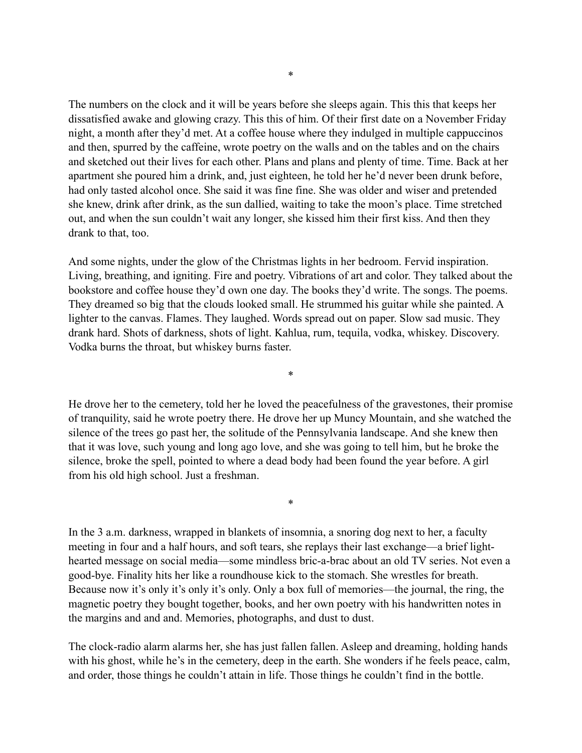*

The numbers on the clock and it will be years before she sleeps again. This this that keeps her dissatisfied awake and glowing crazy. This this of him. Of their first date on a November Friday night, a month after they'd met. At a coffee house where they indulged in multiple cappuccinos and then, spurred by the caffeine, wrote poetry on the walls and on the tables and on the chairs and sketched out their lives for each other. Plans and plans and plenty of time. Time. Back at her apartment she poured him a drink, and, just eighteen, he told her he'd never been drunk before, had only tasted alcohol once. She said it was fine fine. She was older and wiser and pretended she knew, drink after drink, as the sun dallied, waiting to take the moon's place. Time stretched out, and when the sun couldn't wait any longer, she kissed him their first kiss. And then they drank to that, too.

And some nights, under the glow of the Christmas lights in her bedroom. Fervid inspiration. Living, breathing, and igniting. Fire and poetry. Vibrations of art and color. They talked about the bookstore and coffee house they'd own one day. The books they'd write. The songs. The poems. They dreamed so big that the clouds looked small. He strummed his guitar while she painted. A lighter to the canvas. Flames. They laughed. Words spread out on paper. Slow sad music. They drank hard. Shots of darkness, shots of light. Kahlua, rum, tequila, vodka, whiskey. Discovery. Vodka burns the throat, but whiskey burns faster.

*

He drove her to the cemetery, told her he loved the peacefulness of the gravestones, their promise of tranquility, said he wrote poetry there. He drove her up Muncy Mountain, and she watched the silence of the trees go past her, the solitude of the Pennsylvania landscape. And she knew then that it was love, such young and long ago love, and she was going to tell him, but he broke the silence, broke the spell, pointed to where a dead body had been found the year before. A girl from his old high school. Just a freshman.

*

In the 3 a.m. darkness, wrapped in blankets of insomnia, a snoring dog next to her, a faculty meeting in four and a half hours, and soft tears, she replays their last exchange—a brief light-hearted message on social media—some mindless bric-a-brac about an old TV series. Not even a good-bye. Finality hits her like a roundhouse kick to the stomach. She wrestles for breath. Because now it's only it's only it's only. Only a box full of memories—the journal, the ring, the magnetic poetry they bought together, books, and her own poetry with his handwritten notes in the margins and and and. Memories, photographs, and dust to dust.

The clock-radio alarm alarms her, she has just fallen fallen. Asleep and dreaming, holding hands with his ghost, while he's in the cemetery, deep in the earth. She wonders if he feels peace, calm, and order, those things he couldn't attain in life. Those things he couldn't find in the bottle.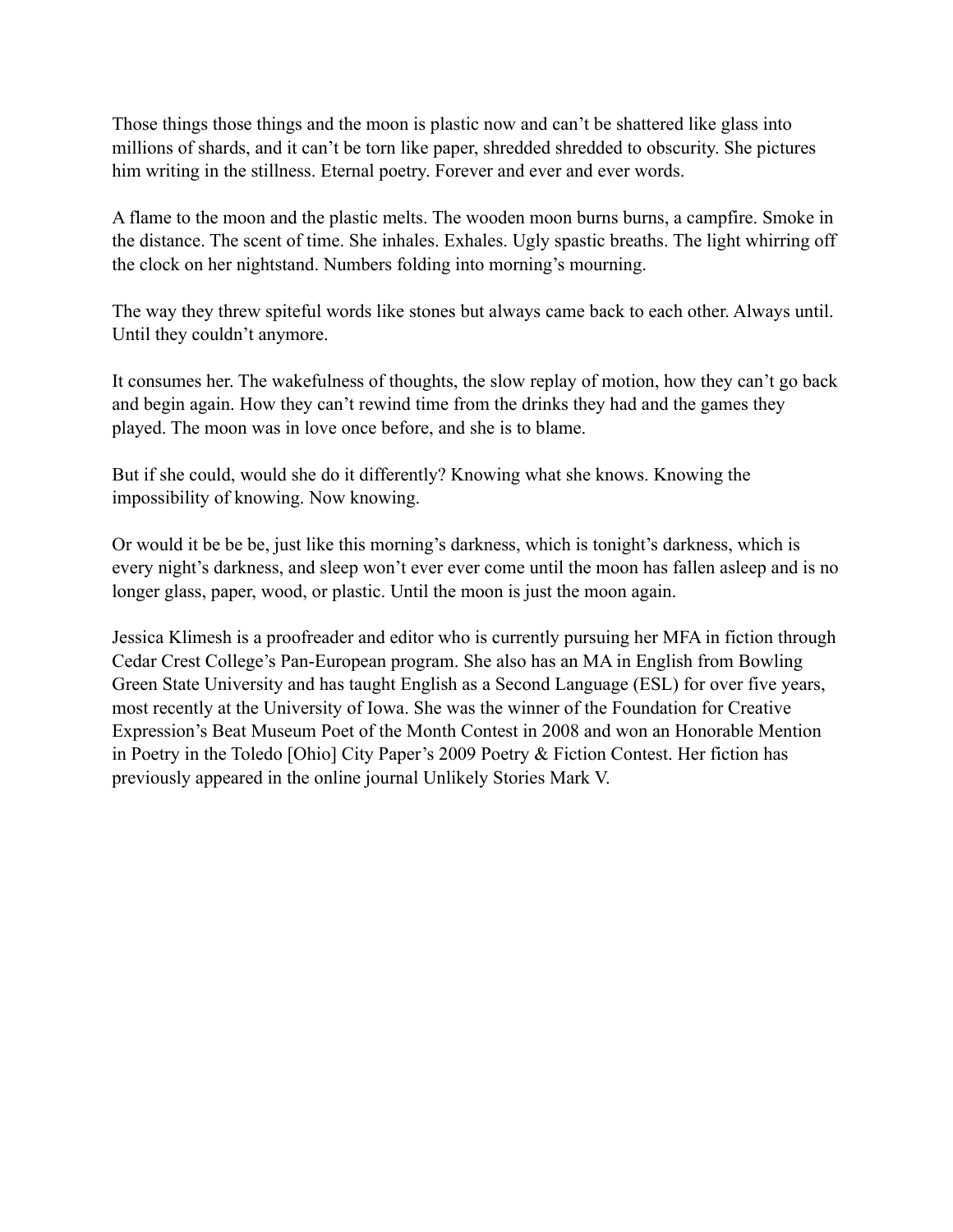Those things those things and the moon is plastic now and can't be shattered like glass into millions of shards, and it can't be torn like paper, shredded shredded to obscurity. She pictures him writing in the stillness. Eternal poetry. Forever and ever and ever words.

A flame to the moon and the plastic melts. The wooden moon burns burns, a campfire. Smoke in the distance. The scent of time. She inhales. Exhales. Ugly spastic breaths. The light whirring off the clock on her nightstand. Numbers folding into morning's mourning.

The way they threw spiteful words like stones but always came back to each other. Always until. Until they couldn't anymore.

It consumes her. The wakefulness of thoughts, the slow replay of motion, how they can't go back and begin again. How they can't rewind time from the drinks they had and the games they played. The moon was in love once before, and she is to blame.

But if she could, would she do it differently? Knowing what she knows. Knowing the impossibility of knowing. Now knowing.

Or would it be be be, just like this morning's darkness, which is tonight's darkness, which is every night's darkness, and sleep won't ever ever come until the moon has fallen asleep and is no longer glass, paper, wood, or plastic. Until the moon is just the moon again.

Jessica Klimesh is a proofreader and editor who is currently pursuing her MFA in fiction through Cedar Crest College's Pan-European program. She also has an MA in English from Bowling Green State University and has taught English as a Second Language (ESL) for over five years, most recently at the University of Iowa. She was the winner of the Foundation for Creative Expression's Beat Museum Poet of the Month Contest in 2008 and won an Honorable Mention in Poetry in the Toledo [Ohio] City Paper's 2009 Poetry & Fiction Contest. Her fiction has previously appeared in the online journal Unlikely Stories Mark V.